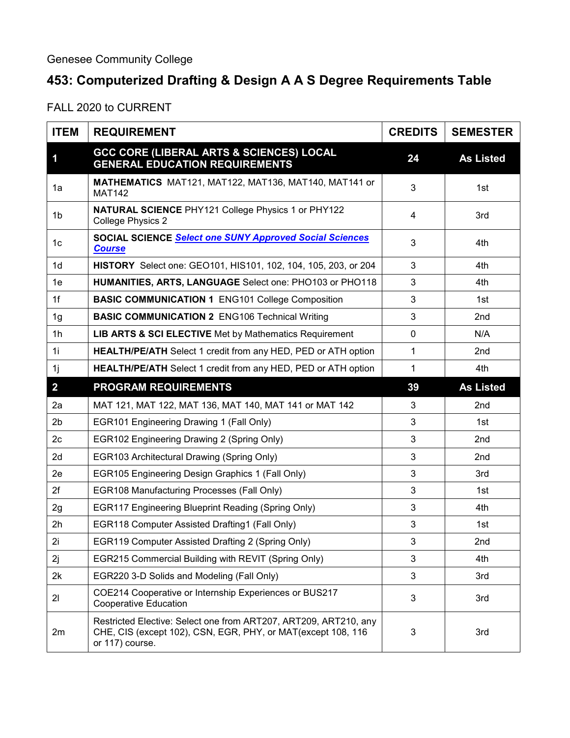Genesee Community College

# 453: Computerized Drafting & Design A A S Degree Requirements Table

FALL 2020 to CURRENT

| ITEM | REQUIREMENT | CREDITS | SEMESTER |
|---|---|---|---|
| **1** | **GCC CORE (LIBERAL ARTS & SCIENCES) LOCAL GENERAL EDUCATION REQUIREMENTS** | **24** | **As Listed** |
| 1a | **MATHEMATICS** MAT121, MAT122, MAT136, MAT140, MAT141 or MAT142 | 3 | 1st |
| 1b | **NATURAL SCIENCE** PHY121 College Physics 1 or PHY122 College Physics 2 | 4 | 3rd |
| 1c | **SOCIAL SCIENCE** ***Select one SUNY Approved Social Sciences Course*** | 3 | 4th |
| 1d | **HISTORY** Select one: GEO101, HIS101, 102, 104, 105, 203, or 204 | 3 | 4th |
| 1e | **HUMANITIES, ARTS, LANGUAGE** Select one: PHO103 or PHO118 | 3 | 4th |
| 1f | **BASIC COMMUNICATION 1** ENG101 College Composition | 3 | 1st |
| 1g | **BASIC COMMUNICATION 2** ENG106 Technical Writing | 3 | 2nd |
| 1h | **LIB ARTS & SCI ELECTIVE** Met by Mathematics Requirement | 0 | N/A |
| 1i | **HEALTH/PE/ATH** Select 1 credit from any HED, PED or ATH option | 1 | 2nd |
| 1j | **HEALTH/PE/ATH** Select 1 credit from any HED, PED or ATH option | 1 | 4th |
| **2** | **PROGRAM REQUIREMENTS** | **39** | **As Listed** |
| 2a | MAT 121, MAT 122, MAT 136, MAT 140, MAT 141 or MAT 142 | 3 | 2nd |
| 2b | EGR101 Engineering Drawing 1 (Fall Only) | 3 | 1st |
| 2c | EGR102 Engineering Drawing 2 (Spring Only) | 3 | 2nd |
| 2d | EGR103 Architectural Drawing (Spring Only) | 3 | 2nd |
| 2e | EGR105 Engineering Design Graphics 1 (Fall Only) | 3 | 3rd |
| 2f | EGR108 Manufacturing Processes (Fall Only) | 3 | 1st |
| 2g | EGR117 Engineering Blueprint Reading (Spring Only) | 3 | 4th |
| 2h | EGR118 Computer Assisted Drafting1 (Fall Only) | 3 | 1st |
| 2i | EGR119 Computer Assisted Drafting 2 (Spring Only) | 3 | 2nd |
| 2j | EGR215 Commercial Building with REVIT (Spring Only) | 3 | 4th |
| 2k | EGR220 3-D Solids and Modeling (Fall Only) | 3 | 3rd |
| 2l | COE214 Cooperative or Internship Experiences or BUS217 Cooperative Education | 3 | 3rd |
| 2m | Restricted Elective: Select one from ART207, ART209, ART210, any CHE, CIS (except 102), CSN, EGR, PHY, or MAT(except 108, 116 or 117) course. | 3 | 3rd |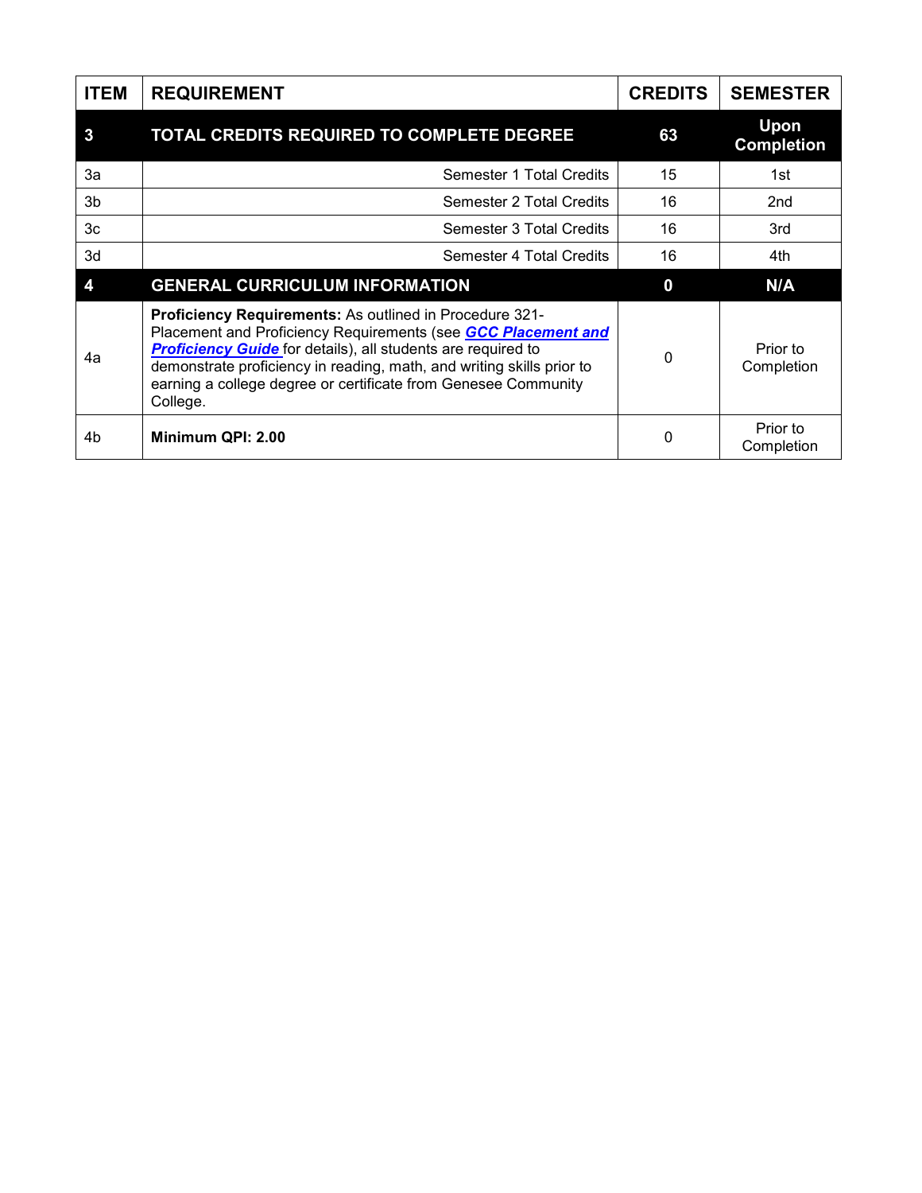| ITEM | REQUIREMENT | CREDITS | SEMESTER |
|---|---|---|---|
| **3** | **TOTAL CREDITS REQUIRED TO COMPLETE DEGREE** | **63** | **Upon Completion** |
| 3a | Semester 1 Total Credits | 15 | 1st |
| 3b | Semester 2 Total Credits | 16 | 2nd |
| 3c | Semester 3 Total Credits | 16 | 3rd |
| 3d | Semester 4 Total Credits | 16 | 4th |
| **4** | **GENERAL CURRICULUM INFORMATION** | **0** | **N/A** |
| 4a | **Proficiency Requirements:** As outlined in Procedure 321-Placement and Proficiency Requirements (see ***GCC Placement and Proficiency Guide*** for details), all students are required to demonstrate proficiency in reading, math, and writing skills prior to earning a college degree or certificate from Genesee Community College. | 0 | Prior to Completion |
| 4b | **Minimum QPI: 2.00** | 0 | Prior to Completion |